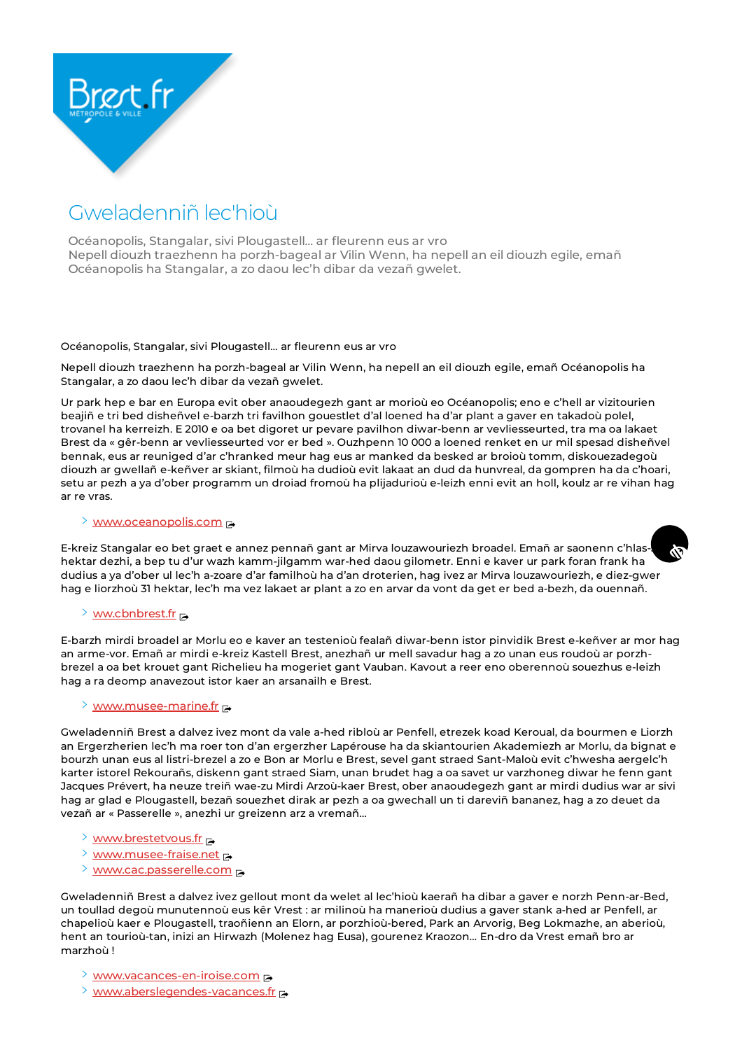# Gweladenniñ lec'hioù

Océanopolis, Stangalar, sivi Plougastell... ar fleurenn eus ar vro
Nepell diouzh traezhenn ha porzh-bageal ar Vilin Wenn, ha nepell an eil diouzh egile, emañ Océanopolis ha Stangalar, a zo daou lec'h dibar da vezañ gwelet.

Océanopolis, Stangalar, sivi Plougastell... ar fleurenn eus ar vro

Nepell diouzh traezhenn ha porzh-bageal ar Vilin Wenn, ha nepell an eil diouzh egile, emañ Océanopolis ha Stangalar, a zo daou lec'h dibar da vezañ gwelet.

Ur park hep e bar en Europa evit ober anaoudegezh gant ar morioù eo Océanopolis; eno e c'hell ar vizitourien beajiñ e tri bed disheñvel e-barzh tri favilhon gouestlet d'al loened ha d'ar plant a gaver en takadoù polel, trovanel ha kerreizh. E 2010 e oa bet digoret ur pevare pavilhon diwar-benn ar vevliesseurted, tra ma oa lakaet Brest da « gêr-benn ar vevliesseurted vor er bed ». Ouzhpenn 10 000 a loened renket en ur mil spesad disheñvel bennak, eus ar reuniged d'ar c'hranked meur hag eus ar manked da besked ar broioù tomm, diskouezadegoù diouzh ar gwellañ e-keñver ar skiant, filmoù ha dudioù evit lakaat an dud da hunvreal, da gompren ha da c'hoari, setu ar pezh a ya d'ober programm un droiad fromoù ha plijadurioù e-leizh enni evit an holl, koulz ar re vihan hag ar re vras.

- [www.oceanopolis.com](http://www.oceanopolis.com)

E-kreiz Stangalar eo bet graet e annez pennañ gant ar Mirva louzawouriezh broadel. Emañ ar saonenn c'hlas-hektar dezhi, a bep tu d'ur wazh kamm-jilgamm war-hed daou gilometr. Enni e kaver ur park foran frank ha dudius a ya d'ober ul lec'h a-zoare d'ar familhoù ha d'an droterien, hag ivez ar Mirva louzawouriezh, e diez-gwer hag e liorzhoù 31 hektar, lec'h ma vez lakaet ar plant a zo en arvar da vont da get er bed a-bezh, da ouennañ.

- [ww.cbnbrest.fr](http://ww.cbnbrest.fr)

E-barzh mirdi broadel ar Morlu eo e kaver an testenioù fealañ diwar-benn istor pinvidik Brest e-keñver ar mor hag an arme-vor. Emañ ar mirdi e-kreiz Kastell Brest, anezhañ ur mell savadur hag a zo unan eus roudoù ar porzh-brezel a oa bet krouet gant Richelieu ha mogeriet gant Vauban. Kavout a reer eno oberennoù souezhus e-leizh hag a ra deomp anavezout istor kaer an arsanailh e Brest.

- [www.musee-marine.fr](http://www.musee-marine.fr)

Gweladenniñ Brest a dalvez ivez mont da vale a-hed ribloù ar Penfell, etrezek koad Keroual, da bourmen e Liorzh an Ergerzherien lec'h ma roer ton d'an ergerzher Lapérouse ha da skiantourien Akademiezh ar Morlu, da bignat e bourzh unan eus al listri-brezel a zo e Bon ar Morlu e Brest, sevel gant straed Sant-Maloù evit c'hwesha aergelc'h karter istorel Rekourañs, diskenn gant straed Siam, unan brudet hag a oa savet ur varzhoneg diwar he fenn gant Jacques Prévert, ha neuze treiñ wae-zu Mirdi Arzoù-kaer Brest, ober anaoudegezh gant ar mirdi dudius war ar sivi hag ar glad e Plougastell, bezañ souezhet dirak ar pezh a oa gwechall un ti dareviñ bananez, hag a zo deuet da vezañ ar « Passerelle », anezhi ur greizenn arz a vremañ...

- [www.brestetvous.fr](http://www.brestetvous.fr)
- [www.musee-fraise.net](http://www.musee-fraise.net)
- [www.cac.passerelle.com](http://www.cac.passerelle.com)

Gweladenniñ Brest a dalvez ivez gellout mont da welet al lec'hioù kaerañ ha dibar a gaver e norzh Penn-ar-Bed, un toullad degoù munutennoù eus kêr Vrest : ar milinoù ha manerioù dudius a gaver stank a-hed ar Penfell, ar chapelioù kaer e Plougastell, traoñienn an Elorn, ar porzhioù-bered, Park an Arvorig, Beg Lokmazhe, an aberioù, hent an tourioù-tan, inizi an Hirwazh (Molenez hag Eusa), gourenez Kraozon... En-dro da Vrest emañ bro ar marzhoù !

- [www.vacances-en-iroise.com](http://www.vacances-en-iroise.com)
- [www.aberslegendes-vacances.fr](http://www.aberslegendes-vacances.fr)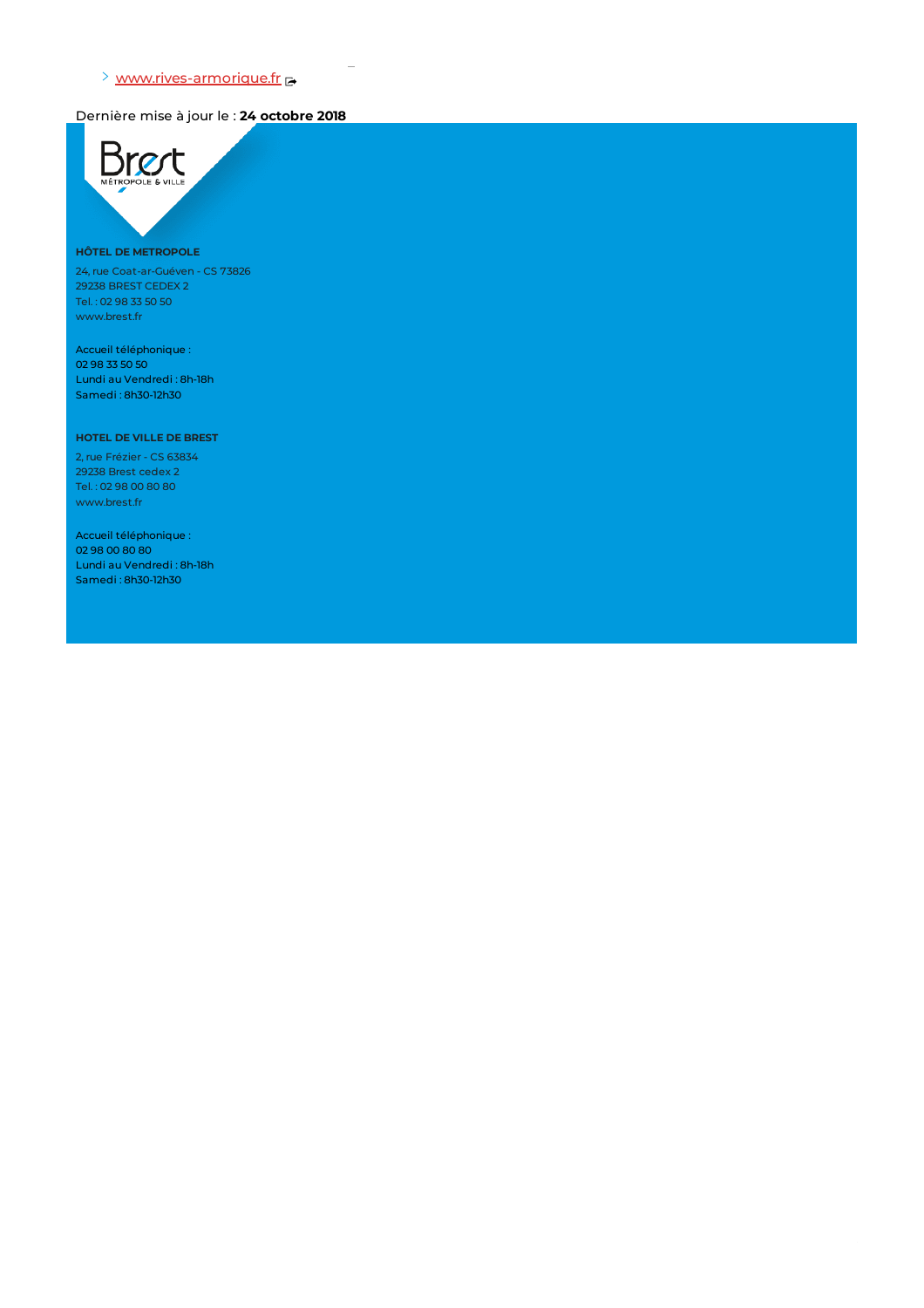- [www.rives-armorique.fr](http://www.rives-armorique.fr)

Dernière mise à jour le : **24 octobre 2018**

Brest
MÉTROPOLE & VILLE

**HÔTEL DE METROPOLE**

24, rue Coat-ar-Guéven - CS 73826
29238 BREST CEDEX 2
Tel. : 02 98 33 50 50
www.brest.fr

Accueil téléphonique :
02 98 33 50 50
Lundi au Vendredi : 8h-18h
Samedi : 8h30-12h30

**HOTEL DE VILLE DE BREST**

2, rue Frézier - CS 63834
29238 Brest cedex 2
Tel. : 02 98 00 80 80
www.brest.fr

Accueil téléphonique :
02 98 00 80 80
Lundi au Vendredi : 8h-18h
Samedi : 8h30-12h30